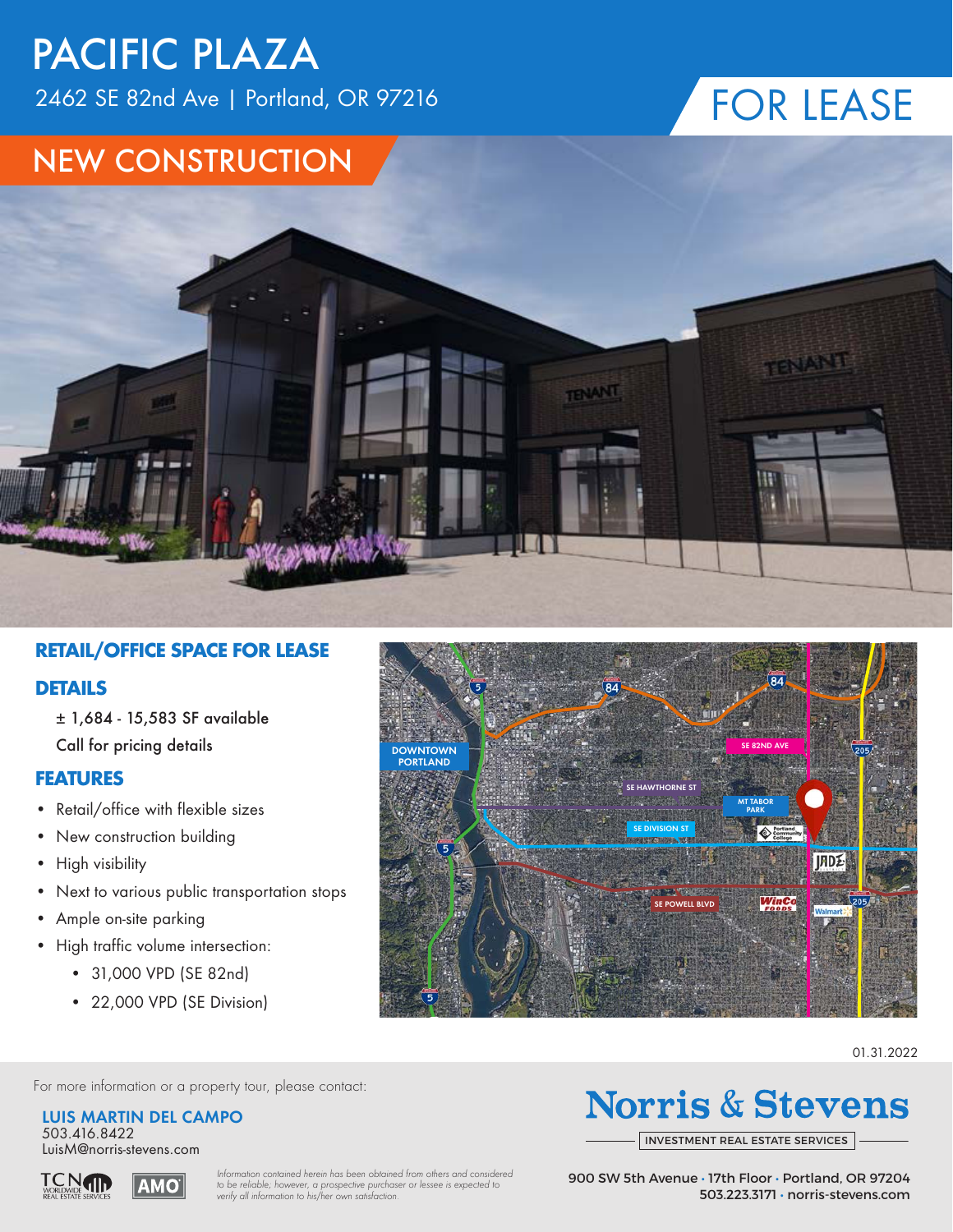# PACIFIC PLAZA

2462 SE 82nd Ave | Portland, OR 97216

## FOR LEASE

## NEW CONSTRUCTION

## RETAIL/OFFICE SPACE FOR LEASE

### DETAILS

± 1,684 - 15,583 SF available

Call for pricing details

### FEATURES

- Retail/office with flexible sizes
- New construction building
- High visibility
- Next to various public transportation stops
- Ample on-site parking
- High traffic volume intersection:
  - 31,000 VPD (SE 82nd)
  - 22,000 VPD (SE Division)

01.31.2022

For more information or a property tour, please contact:

**LUIS MARTIN DEL CAMPO**
503.416.8422
LuisM@norris-stevens.com

*Information contained herein has been obtained from others and considered to be reliable; however, a prospective purchaser or lessee is expected to verify all information to his/her own satisfaction.*

**Norris & Stevens**

INVESTMENT REAL ESTATE SERVICES

900 SW 5th Avenue • 17th Floor • Portland, OR 97204
503.223.3171 • norris-stevens.com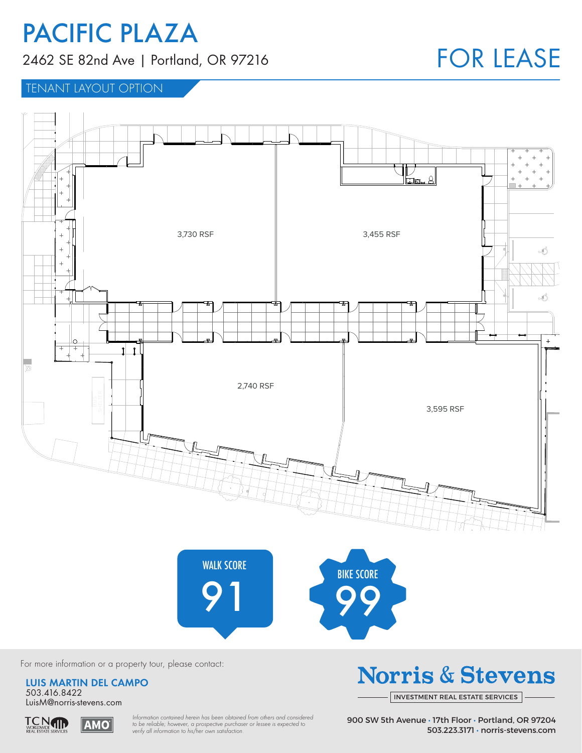# PACIFIC PLAZA

2462 SE 82nd Ave | Portland, OR 97216

## FOR LEASE

### TENANT LAYOUT OPTION

3,730 RSF

3,455 RSF

2,740 RSF

3,595 RSF

WALK SCORE 91

BIKE SCORE 99

For more information or a property tour, please contact:

**LUIS MARTIN DEL CAMPO**
503.416.8422
LuisM@norris-stevens.com

*Information contained herein has been obtained from others and considered to be reliable; however, a prospective purchaser or lessee is expected to verify all information to his/her own satisfaction.*

**Norris & Stevens**
INVESTMENT REAL ESTATE SERVICES

900 SW 5th Avenue • 17th Floor • Portland, OR 97204
503.223.3171 • norris-stevens.com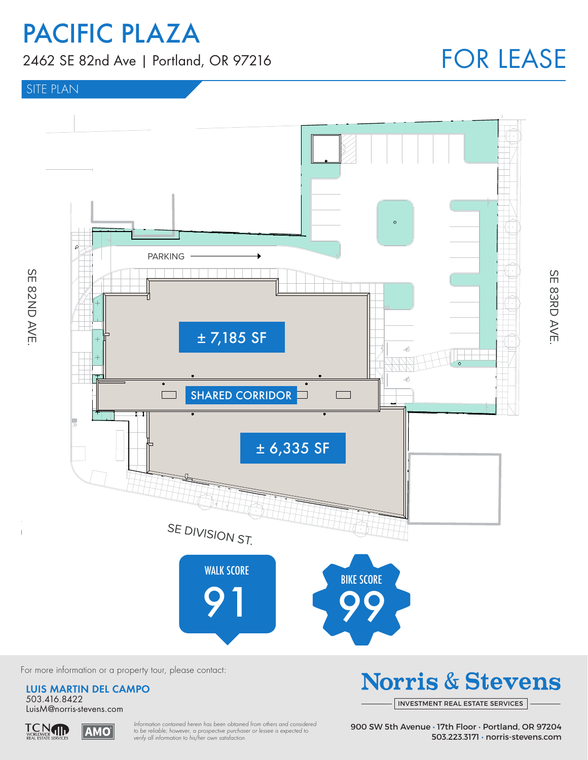# PACIFIC PLAZA

2462 SE 82nd Ave | Portland, OR 97216

**FOR LEASE**

## SITE PLAN

PARKING →

SE 82ND AVE.

SE 83RD AVE.

± 7,185 SF

SHARED CORRIDOR

± 6,335 SF

SE DIVISION ST.

WALK SCORE **91**

BIKE SCORE **99**

For more information or a property tour, please contact:

**LUIS MARTIN DEL CAMPO**
503.416.8422
LuisM@norris-stevens.com

**Norris & Stevens**
INVESTMENT REAL ESTATE SERVICES

900 SW 5th Avenue • 17th Floor • Portland, OR 97204
503.223.3171 • norris-stevens.com

TCN WORLDWIDE REAL ESTATE SERVICES | AMO

*Information contained herein has been obtained from others and considered to be reliable; however, a prospective purchaser or lessee is expected to verify all information to his/her own satisfaction.*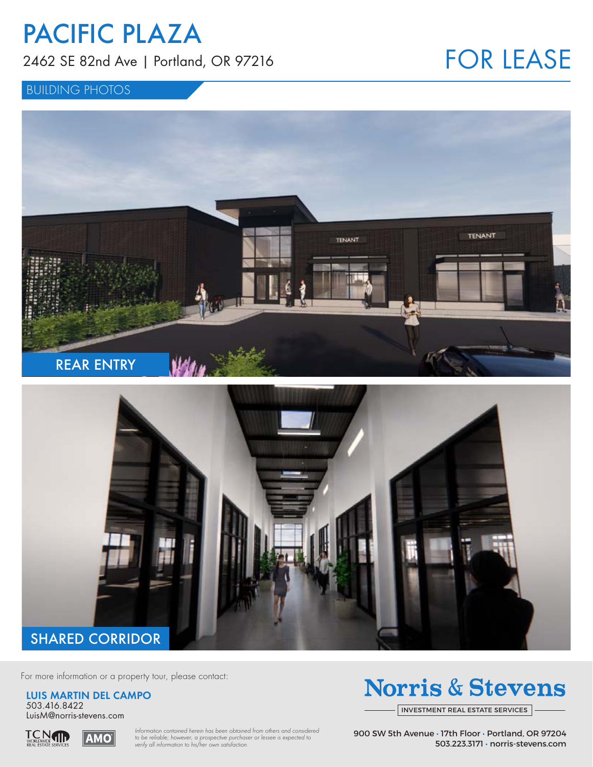# PACIFIC PLAZA

2462 SE 82nd Ave | Portland, OR 97216

FOR LEASE

## BUILDING PHOTOS

REAR ENTRY

SHARED CORRIDOR

For more information or a property tour, please contact:

**LUIS MARTIN DEL CAMPO**
503.416.8422
LuisM@norris-stevens.com

*Information contained herein has been obtained from others and considered to be reliable; however, a prospective purchaser or lessee is expected to verify all information to his/her own satisfaction.*

**Norris & Stevens**

INVESTMENT REAL ESTATE SERVICES

900 SW 5th Avenue • 17th Floor • Portland, OR 97204
503.223.3171 • norris-stevens.com